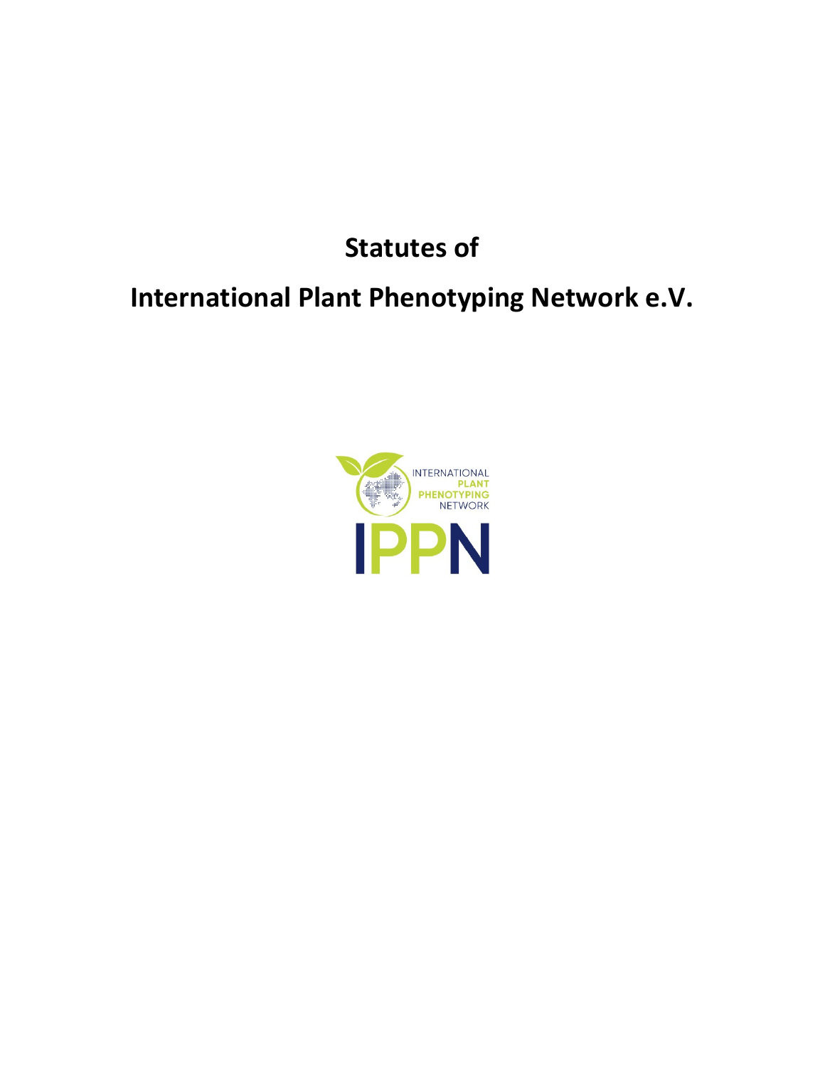# Statutes of

# International Plant Phenotyping Network e.V.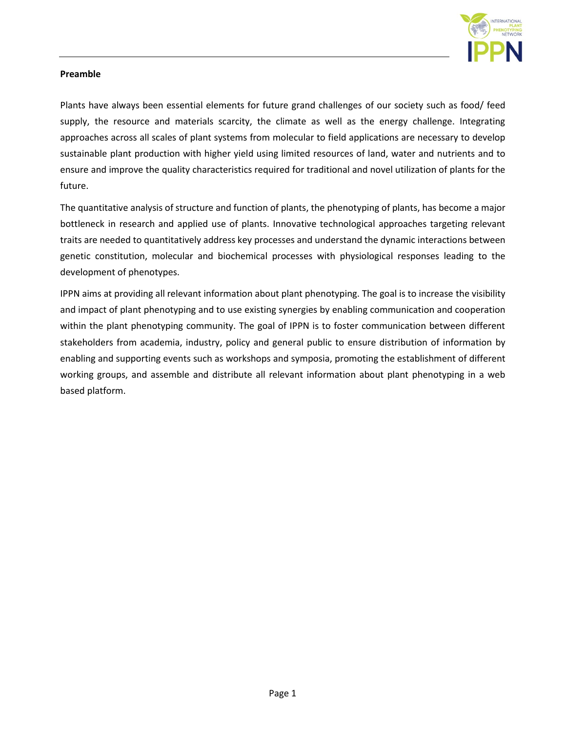**Preamble**

Plants have always been essential elements for future grand challenges of our society such as food/ feed supply, the resource and materials scarcity, the climate as well as the energy challenge. Integrating approaches across all scales of plant systems from molecular to field applications are necessary to develop sustainable plant production with higher yield using limited resources of land, water and nutrients and to ensure and improve the quality characteristics required for traditional and novel utilization of plants for the future.

The quantitative analysis of structure and function of plants, the phenotyping of plants, has become a major bottleneck in research and applied use of plants. Innovative technological approaches targeting relevant traits are needed to quantitatively address key processes and understand the dynamic interactions between genetic constitution, molecular and biochemical processes with physiological responses leading to the development of phenotypes.

IPPN aims at providing all relevant information about plant phenotyping. The goal is to increase the visibility and impact of plant phenotyping and to use existing synergies by enabling communication and cooperation within the plant phenotyping community. The goal of IPPN is to foster communication between different stakeholders from academia, industry, policy and general public to ensure distribution of information by enabling and supporting events such as workshops and symposia, promoting the establishment of different working groups, and assemble and distribute all relevant information about plant phenotyping in a web based platform.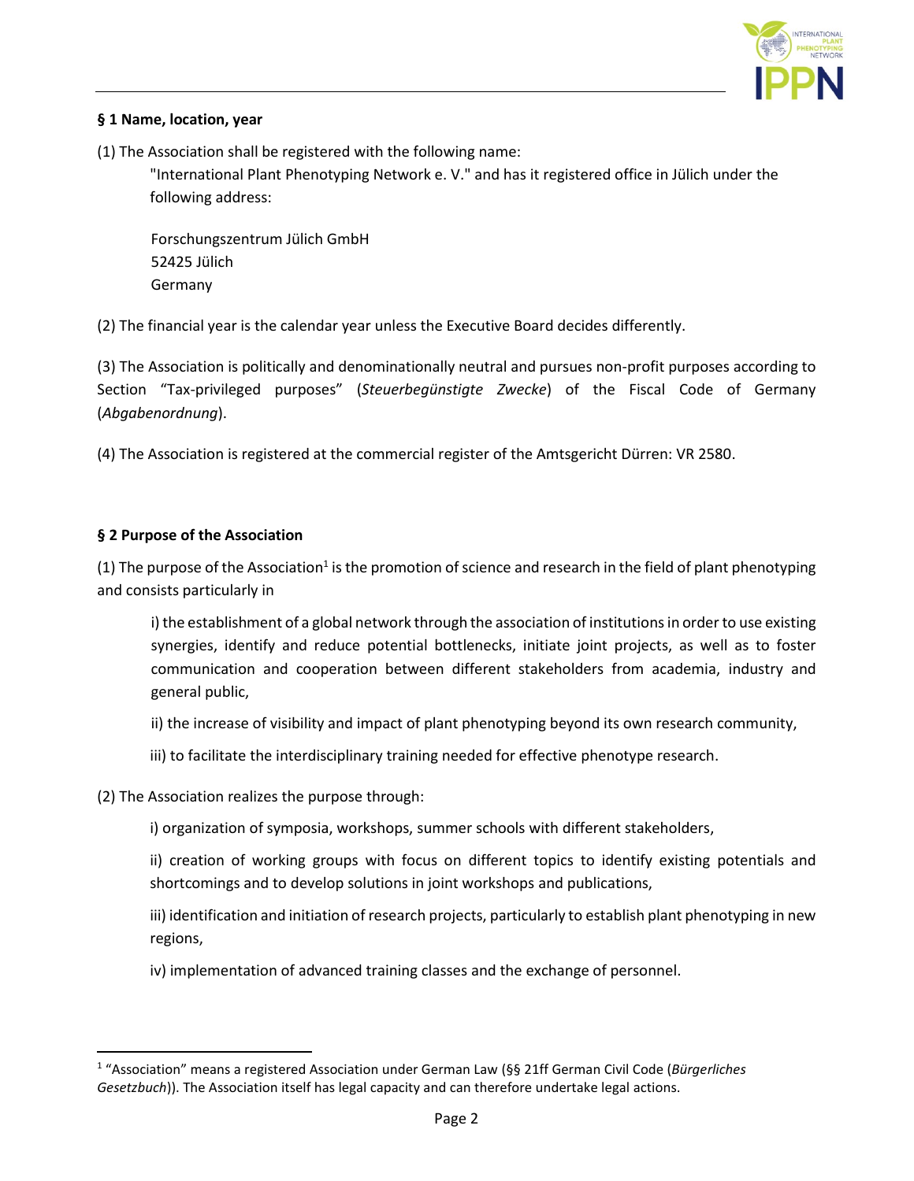**§ 1 Name, location, year**

(1) The Association shall be registered with the following name:

"International Plant Phenotyping Network e. V." and has it registered office in Jülich under the following address:

Forschungszentrum Jülich GmbH
52425 Jülich
Germany

(2) The financial year is the calendar year unless the Executive Board decides differently.

(3) The Association is politically and denominationally neutral and pursues non-profit purposes according to Section "Tax-privileged purposes" (*Steuerbegünstigte Zwecke*) of the Fiscal Code of Germany (*Abgabenordnung*).

(4) The Association is registered at the commercial register of the Amtsgericht Dürren: VR 2580.

**§ 2 Purpose of the Association**

(1) The purpose of the Association[1] is the promotion of science and research in the field of plant phenotyping and consists particularly in

i) the establishment of a global network through the association of institutions in order to use existing synergies, identify and reduce potential bottlenecks, initiate joint projects, as well as to foster communication and cooperation between different stakeholders from academia, industry and general public,

ii) the increase of visibility and impact of plant phenotyping beyond its own research community,

iii) to facilitate the interdisciplinary training needed for effective phenotype research.

(2) The Association realizes the purpose through:

i) organization of symposia, workshops, summer schools with different stakeholders,

ii) creation of working groups with focus on different topics to identify existing potentials and shortcomings and to develop solutions in joint workshops and publications,

iii) identification and initiation of research projects, particularly to establish plant phenotyping in new regions,

iv) implementation of advanced training classes and the exchange of personnel.

---

[1] "Association" means a registered Association under German Law (§§ 21ff German Civil Code (*Bürgerliches Gesetzbuch*)). The Association itself has legal capacity and can therefore undertake legal actions.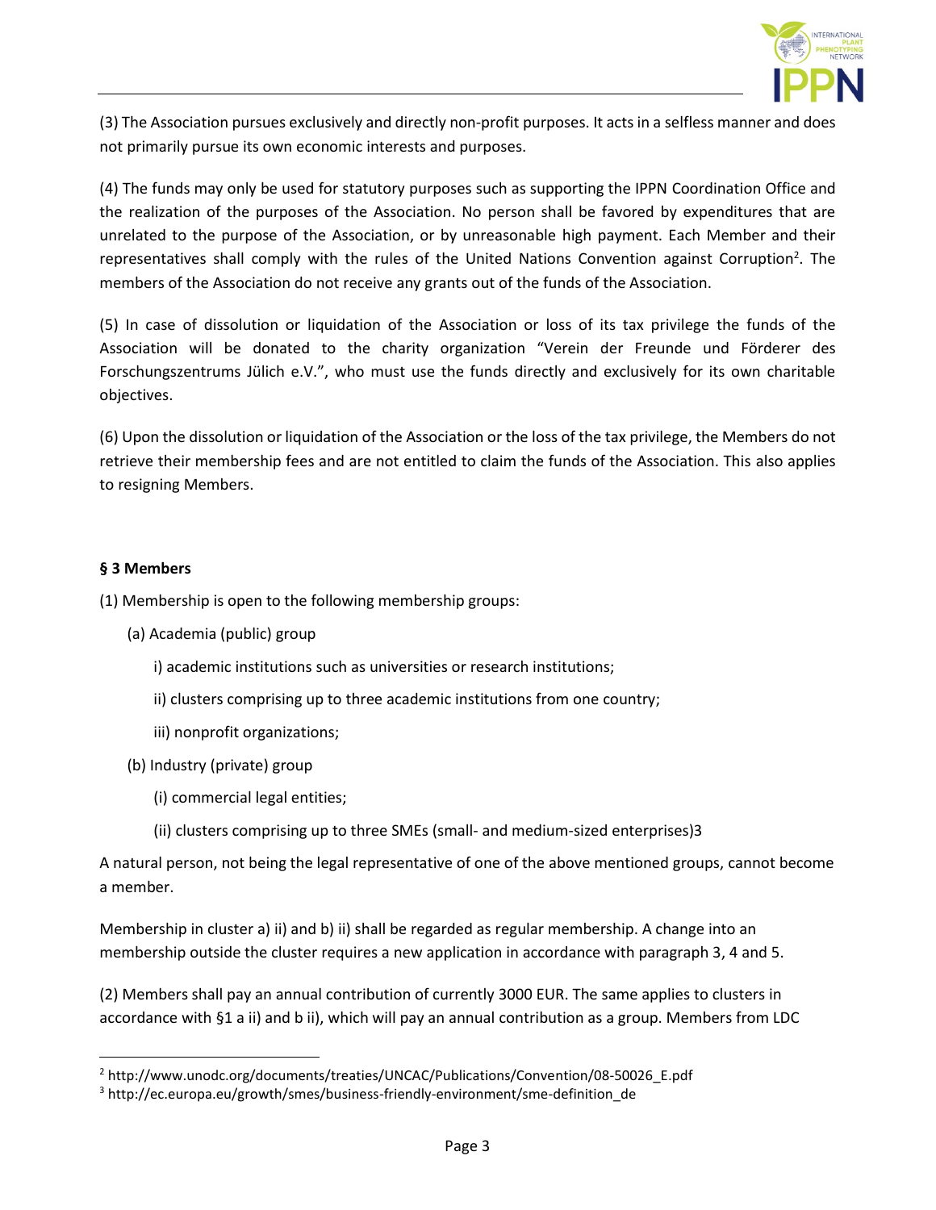(3) The Association pursues exclusively and directly non-profit purposes. It acts in a selfless manner and does not primarily pursue its own economic interests and purposes.

(4) The funds may only be used for statutory purposes such as supporting the IPPN Coordination Office and the realization of the purposes of the Association. No person shall be favored by expenditures that are unrelated to the purpose of the Association, or by unreasonable high payment. Each Member and their representatives shall comply with the rules of the United Nations Convention against Corruption[2]. The members of the Association do not receive any grants out of the funds of the Association.

(5) In case of dissolution or liquidation of the Association or loss of its tax privilege the funds of the Association will be donated to the charity organization "Verein der Freunde und Förderer des Forschungszentrums Jülich e.V.", who must use the funds directly and exclusively for its own charitable objectives.

(6) Upon the dissolution or liquidation of the Association or the loss of the tax privilege, the Members do not retrieve their membership fees and are not entitled to claim the funds of the Association. This also applies to resigning Members.

**§ 3 Members**

(1) Membership is open to the following membership groups:

(a) Academia (public) group

i) academic institutions such as universities or research institutions;

ii) clusters comprising up to three academic institutions from one country;

iii) nonprofit organizations;

(b) Industry (private) group

(i) commercial legal entities;

(ii) clusters comprising up to three SMEs (small- and medium-sized enterprises)3

A natural person, not being the legal representative of one of the above mentioned groups, cannot become a member.

Membership in cluster a) ii) and b) ii) shall be regarded as regular membership. A change into an membership outside the cluster requires a new application in accordance with paragraph 3, 4 and 5.

(2) Members shall pay an annual contribution of currently 3000 EUR. The same applies to clusters in accordance with §1 a ii) and b ii), which will pay an annual contribution as a group. Members from LDC

[2] http://www.unodc.org/documents/treaties/UNCAC/Publications/Convention/08-50026_E.pdf

[3] http://ec.europa.eu/growth/smes/business-friendly-environment/sme-definition_de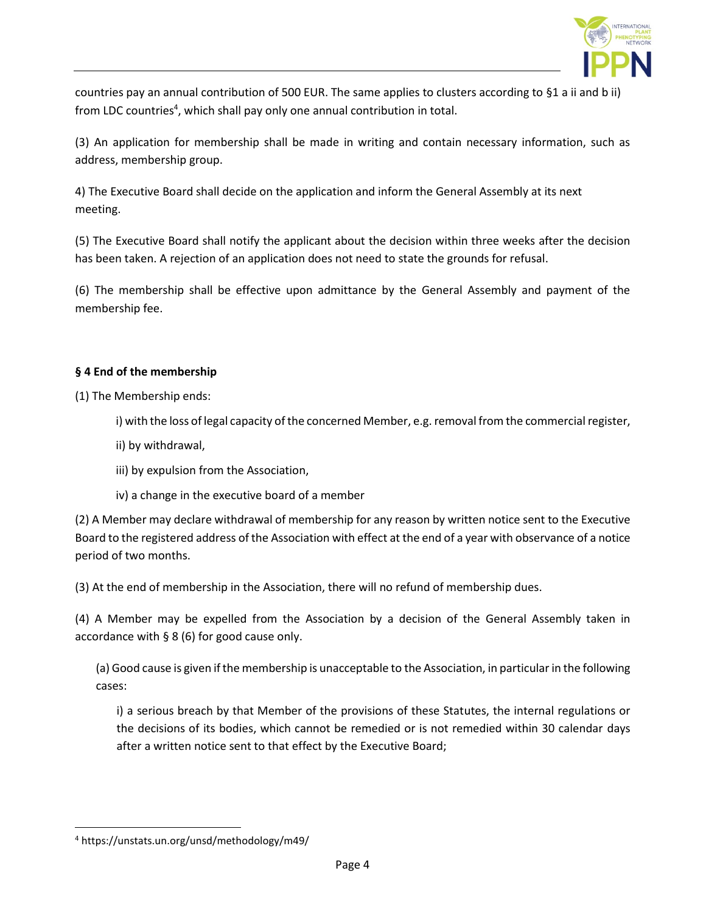countries pay an annual contribution of 500 EUR. The same applies to clusters according to §1 a ii and b ii) from LDC countries[4], which shall pay only one annual contribution in total.

(3) An application for membership shall be made in writing and contain necessary information, such as address, membership group.

4) The Executive Board shall decide on the application and inform the General Assembly at its next meeting.

(5) The Executive Board shall notify the applicant about the decision within three weeks after the decision has been taken. A rejection of an application does not need to state the grounds for refusal.

(6) The membership shall be effective upon admittance by the General Assembly and payment of the membership fee.

**§ 4 End of the membership**

(1) The Membership ends:

> i) with the loss of legal capacity of the concerned Member, e.g. removal from the commercial register,
>
> ii) by withdrawal,
>
> iii) by expulsion from the Association,
>
> iv) a change in the executive board of a member

(2) A Member may declare withdrawal of membership for any reason by written notice sent to the Executive Board to the registered address of the Association with effect at the end of a year with observance of a notice period of two months.

(3) At the end of membership in the Association, there will no refund of membership dues.

(4) A Member may be expelled from the Association by a decision of the General Assembly taken in accordance with § 8 (6) for good cause only.

(a) Good cause is given if the membership is unacceptable to the Association, in particular in the following cases:

i) a serious breach by that Member of the provisions of these Statutes, the internal regulations or the decisions of its bodies, which cannot be remedied or is not remedied within 30 calendar days after a written notice sent to that effect by the Executive Board;

---

[4] https://unstats.un.org/unsd/methodology/m49/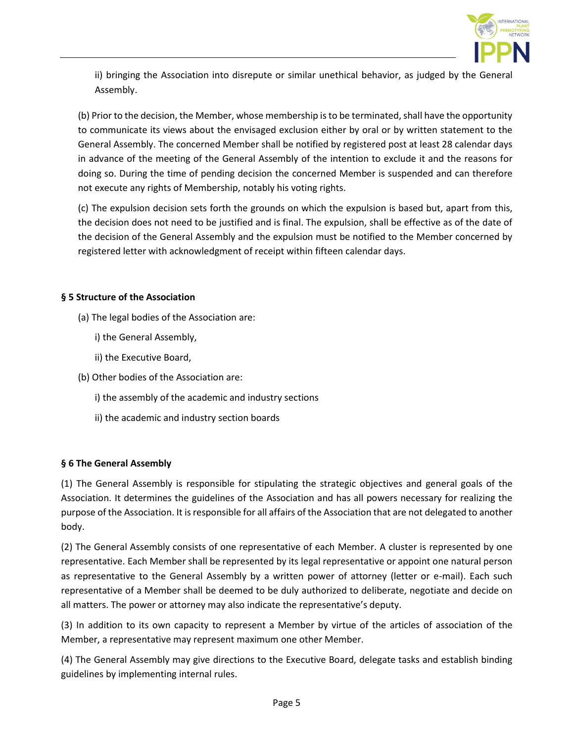ii) bringing the Association into disrepute or similar unethical behavior, as judged by the General Assembly.

(b) Prior to the decision, the Member, whose membership is to be terminated, shall have the opportunity to communicate its views about the envisaged exclusion either by oral or by written statement to the General Assembly. The concerned Member shall be notified by registered post at least 28 calendar days in advance of the meeting of the General Assembly of the intention to exclude it and the reasons for doing so. During the time of pending decision the concerned Member is suspended and can therefore not execute any rights of Membership, notably his voting rights.

(c) The expulsion decision sets forth the grounds on which the expulsion is based but, apart from this, the decision does not need to be justified and is final. The expulsion, shall be effective as of the date of the decision of the General Assembly and the expulsion must be notified to the Member concerned by registered letter with acknowledgment of receipt within fifteen calendar days.

**§ 5 Structure of the Association**

(a) The legal bodies of the Association are:

i) the General Assembly,

ii) the Executive Board,

(b) Other bodies of the Association are:

i) the assembly of the academic and industry sections

ii) the academic and industry section boards

**§ 6 The General Assembly**

(1) The General Assembly is responsible for stipulating the strategic objectives and general goals of the Association. It determines the guidelines of the Association and has all powers necessary for realizing the purpose of the Association. It is responsible for all affairs of the Association that are not delegated to another body.

(2) The General Assembly consists of one representative of each Member. A cluster is represented by one representative. Each Member shall be represented by its legal representative or appoint one natural person as representative to the General Assembly by a written power of attorney (letter or e-mail). Each such representative of a Member shall be deemed to be duly authorized to deliberate, negotiate and decide on all matters. The power or attorney may also indicate the representative's deputy.

(3) In addition to its own capacity to represent a Member by virtue of the articles of association of the Member, a representative may represent maximum one other Member.

(4) The General Assembly may give directions to the Executive Board, delegate tasks and establish binding guidelines by implementing internal rules.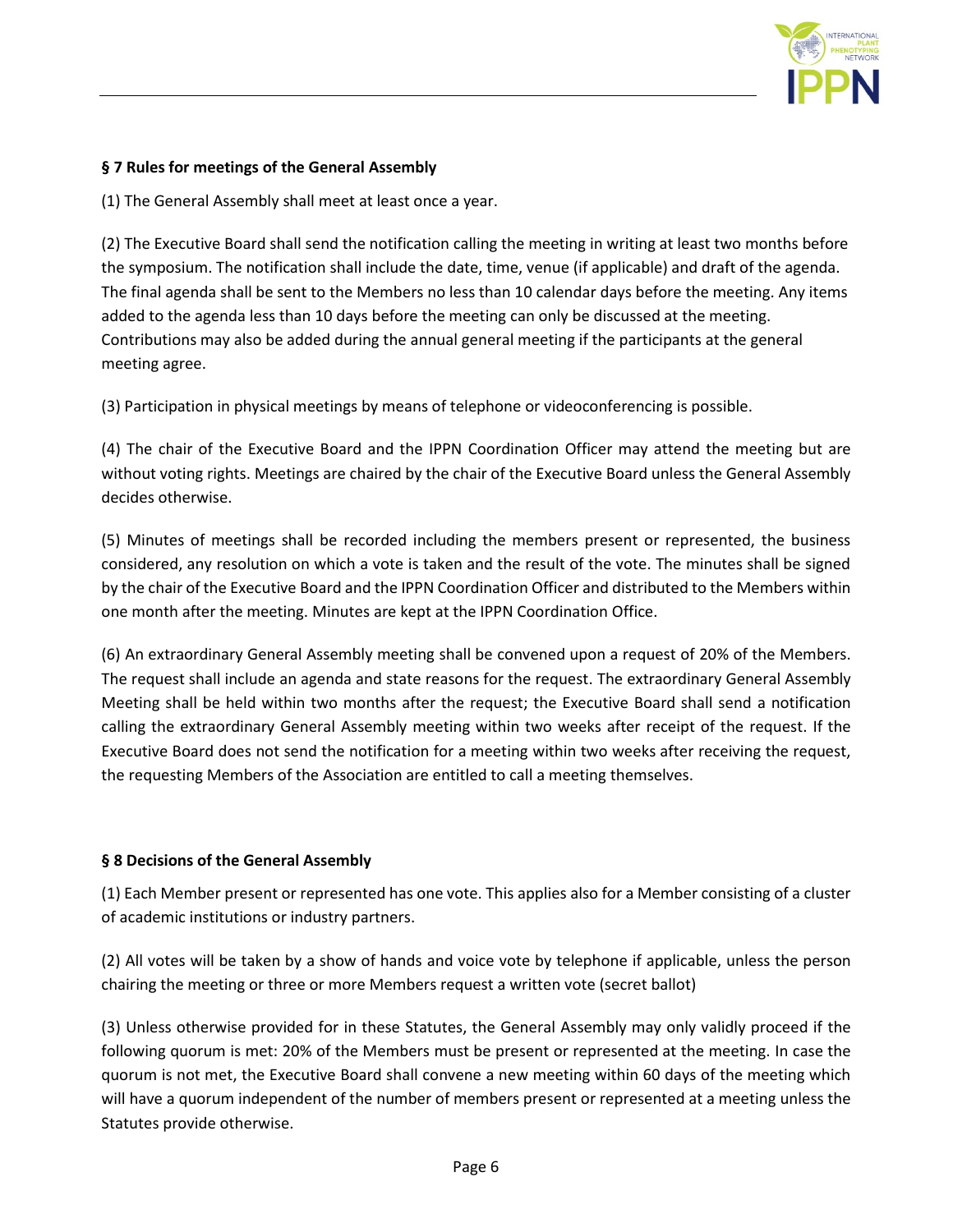**§ 7 Rules for meetings of the General Assembly**

(1) The General Assembly shall meet at least once a year.

(2) The Executive Board shall send the notification calling the meeting in writing at least two months before the symposium. The notification shall include the date, time, venue (if applicable) and draft of the agenda. The final agenda shall be sent to the Members no less than 10 calendar days before the meeting. Any items added to the agenda less than 10 days before the meeting can only be discussed at the meeting. Contributions may also be added during the annual general meeting if the participants at the general meeting agree.

(3) Participation in physical meetings by means of telephone or videoconferencing is possible.

(4) The chair of the Executive Board and the IPPN Coordination Officer may attend the meeting but are without voting rights. Meetings are chaired by the chair of the Executive Board unless the General Assembly decides otherwise.

(5) Minutes of meetings shall be recorded including the members present or represented, the business considered, any resolution on which a vote is taken and the result of the vote. The minutes shall be signed by the chair of the Executive Board and the IPPN Coordination Officer and distributed to the Members within one month after the meeting. Minutes are kept at the IPPN Coordination Office.

(6) An extraordinary General Assembly meeting shall be convened upon a request of 20% of the Members. The request shall include an agenda and state reasons for the request. The extraordinary General Assembly Meeting shall be held within two months after the request; the Executive Board shall send a notification calling the extraordinary General Assembly meeting within two weeks after receipt of the request. If the Executive Board does not send the notification for a meeting within two weeks after receiving the request, the requesting Members of the Association are entitled to call a meeting themselves.

**§ 8 Decisions of the General Assembly**

(1) Each Member present or represented has one vote. This applies also for a Member consisting of a cluster of academic institutions or industry partners.

(2) All votes will be taken by a show of hands and voice vote by telephone if applicable, unless the person chairing the meeting or three or more Members request a written vote (secret ballot)

(3) Unless otherwise provided for in these Statutes, the General Assembly may only validly proceed if the following quorum is met: 20% of the Members must be present or represented at the meeting. In case the quorum is not met, the Executive Board shall convene a new meeting within 60 days of the meeting which will have a quorum independent of the number of members present or represented at a meeting unless the Statutes provide otherwise.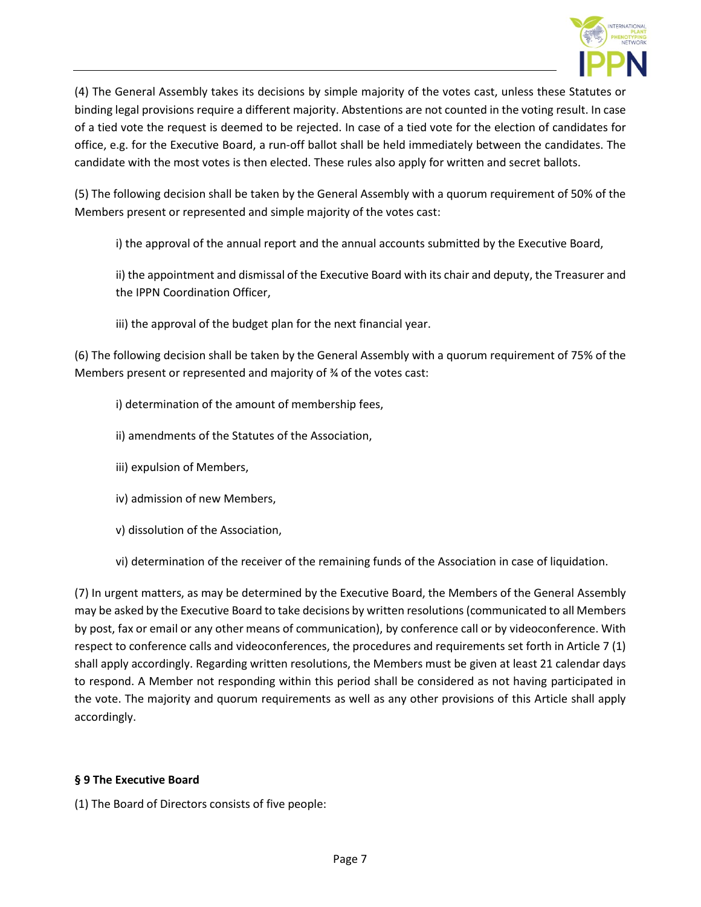(4) The General Assembly takes its decisions by simple majority of the votes cast, unless these Statutes or binding legal provisions require a different majority. Abstentions are not counted in the voting result. In case of a tied vote the request is deemed to be rejected. In case of a tied vote for the election of candidates for office, e.g. for the Executive Board, a run-off ballot shall be held immediately between the candidates. The candidate with the most votes is then elected. These rules also apply for written and secret ballots.

(5) The following decision shall be taken by the General Assembly with a quorum requirement of 50% of the Members present or represented and simple majority of the votes cast:

> i) the approval of the annual report and the annual accounts submitted by the Executive Board,
>
> ii) the appointment and dismissal of the Executive Board with its chair and deputy, the Treasurer and the IPPN Coordination Officer,
>
> iii) the approval of the budget plan for the next financial year.

(6) The following decision shall be taken by the General Assembly with a quorum requirement of 75% of the Members present or represented and majority of ¾ of the votes cast:

> i) determination of the amount of membership fees,
>
> ii) amendments of the Statutes of the Association,
>
> iii) expulsion of Members,
>
> iv) admission of new Members,
>
> v) dissolution of the Association,
>
> vi) determination of the receiver of the remaining funds of the Association in case of liquidation.

(7) In urgent matters, as may be determined by the Executive Board, the Members of the General Assembly may be asked by the Executive Board to take decisions by written resolutions (communicated to all Members by post, fax or email or any other means of communication), by conference call or by videoconference. With respect to conference calls and videoconferences, the procedures and requirements set forth in Article 7 (1) shall apply accordingly. Regarding written resolutions, the Members must be given at least 21 calendar days to respond. A Member not responding within this period shall be considered as not having participated in the vote. The majority and quorum requirements as well as any other provisions of this Article shall apply accordingly.

**§ 9 The Executive Board**

(1) The Board of Directors consists of five people: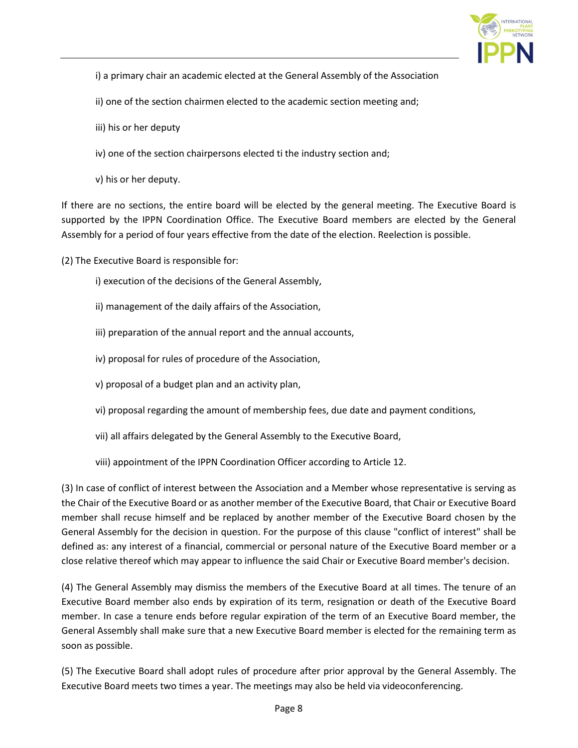i) a primary chair an academic elected at the General Assembly of the Association

ii) one of the section chairmen elected to the academic section meeting and;

iii) his or her deputy

iv) one of the section chairpersons elected ti the industry section and;

v) his or her deputy.

If there are no sections, the entire board will be elected by the general meeting. The Executive Board is supported by the IPPN Coordination Office. The Executive Board members are elected by the General Assembly for a period of four years effective from the date of the election. Reelection is possible.

(2) The Executive Board is responsible for:

i) execution of the decisions of the General Assembly,

ii) management of the daily affairs of the Association,

iii) preparation of the annual report and the annual accounts,

iv) proposal for rules of procedure of the Association,

v) proposal of a budget plan and an activity plan,

vi) proposal regarding the amount of membership fees, due date and payment conditions,

vii) all affairs delegated by the General Assembly to the Executive Board,

viii) appointment of the IPPN Coordination Officer according to Article 12.

(3) In case of conflict of interest between the Association and a Member whose representative is serving as the Chair of the Executive Board or as another member of the Executive Board, that Chair or Executive Board member shall recuse himself and be replaced by another member of the Executive Board chosen by the General Assembly for the decision in question. For the purpose of this clause "conflict of interest" shall be defined as: any interest of a financial, commercial or personal nature of the Executive Board member or a close relative thereof which may appear to influence the said Chair or Executive Board member's decision.

(4) The General Assembly may dismiss the members of the Executive Board at all times. The tenure of an Executive Board member also ends by expiration of its term, resignation or death of the Executive Board member. In case a tenure ends before regular expiration of the term of an Executive Board member, the General Assembly shall make sure that a new Executive Board member is elected for the remaining term as soon as possible.

(5) The Executive Board shall adopt rules of procedure after prior approval by the General Assembly. The Executive Board meets two times a year. The meetings may also be held via videoconferencing.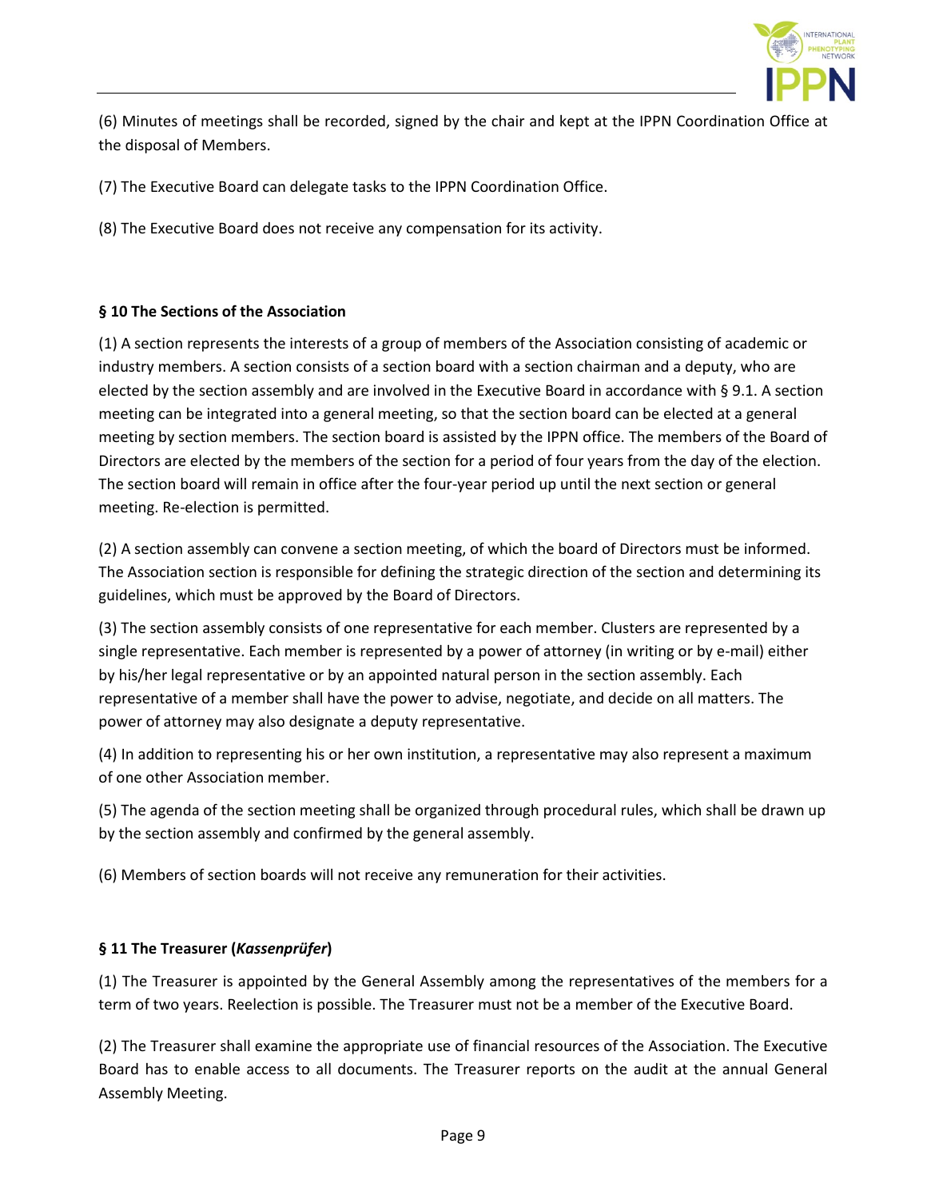(6) Minutes of meetings shall be recorded, signed by the chair and kept at the IPPN Coordination Office at the disposal of Members.

(7) The Executive Board can delegate tasks to the IPPN Coordination Office.

(8) The Executive Board does not receive any compensation for its activity.

### § 10 The Sections of the Association

(1) A section represents the interests of a group of members of the Association consisting of academic or industry members. A section consists of a section board with a section chairman and a deputy, who are elected by the section assembly and are involved in the Executive Board in accordance with § 9.1. A section meeting can be integrated into a general meeting, so that the section board can be elected at a general meeting by section members. The section board is assisted by the IPPN office. The members of the Board of Directors are elected by the members of the section for a period of four years from the day of the election. The section board will remain in office after the four-year period up until the next section or general meeting. Re-election is permitted.

(2) A section assembly can convene a section meeting, of which the board of Directors must be informed. The Association section is responsible for defining the strategic direction of the section and determining its guidelines, which must be approved by the Board of Directors.

(3) The section assembly consists of one representative for each member. Clusters are represented by a single representative. Each member is represented by a power of attorney (in writing or by e-mail) either by his/her legal representative or by an appointed natural person in the section assembly. Each representative of a member shall have the power to advise, negotiate, and decide on all matters. The power of attorney may also designate a deputy representative.

(4) In addition to representing his or her own institution, a representative may also represent a maximum of one other Association member.

(5) The agenda of the section meeting shall be organized through procedural rules, which shall be drawn up by the section assembly and confirmed by the general assembly.

(6) Members of section boards will not receive any remuneration for their activities.

### § 11 The Treasurer (*Kassenprüfer*)

(1) The Treasurer is appointed by the General Assembly among the representatives of the members for a term of two years. Reelection is possible. The Treasurer must not be a member of the Executive Board.

(2) The Treasurer shall examine the appropriate use of financial resources of the Association. The Executive Board has to enable access to all documents. The Treasurer reports on the audit at the annual General Assembly Meeting.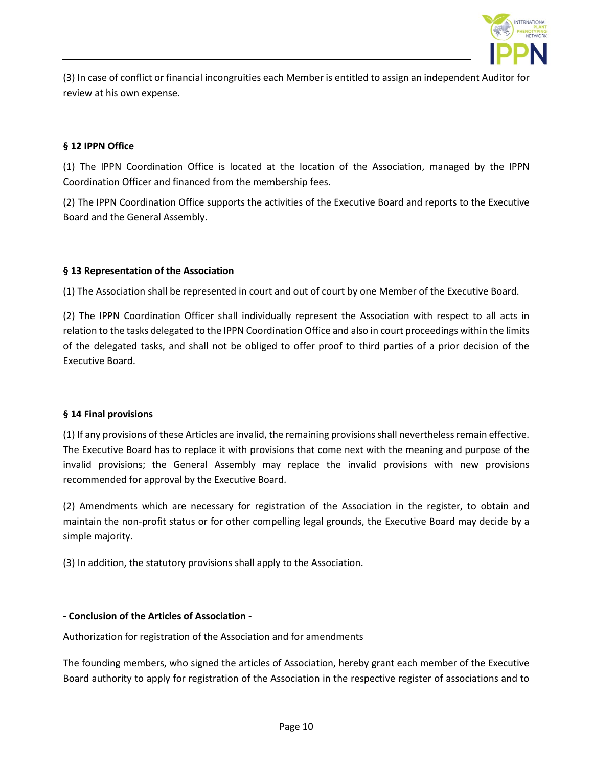(3) In case of conflict or financial incongruities each Member is entitled to assign an independent Auditor for review at his own expense.

### § 12 IPPN Office

(1) The IPPN Coordination Office is located at the location of the Association, managed by the IPPN Coordination Officer and financed from the membership fees.

(2) The IPPN Coordination Office supports the activities of the Executive Board and reports to the Executive Board and the General Assembly.

### § 13 Representation of the Association

(1) The Association shall be represented in court and out of court by one Member of the Executive Board.

(2) The IPPN Coordination Officer shall individually represent the Association with respect to all acts in relation to the tasks delegated to the IPPN Coordination Office and also in court proceedings within the limits of the delegated tasks, and shall not be obliged to offer proof to third parties of a prior decision of the Executive Board.

### § 14 Final provisions

(1) If any provisions of these Articles are invalid, the remaining provisions shall nevertheless remain effective. The Executive Board has to replace it with provisions that come next with the meaning and purpose of the invalid provisions; the General Assembly may replace the invalid provisions with new provisions recommended for approval by the Executive Board.

(2) Amendments which are necessary for registration of the Association in the register, to obtain and maintain the non-profit status or for other compelling legal grounds, the Executive Board may decide by a simple majority.

(3) In addition, the statutory provisions shall apply to the Association.

### - Conclusion of the Articles of Association -

Authorization for registration of the Association and for amendments

The founding members, who signed the articles of Association, hereby grant each member of the Executive Board authority to apply for registration of the Association in the respective register of associations and to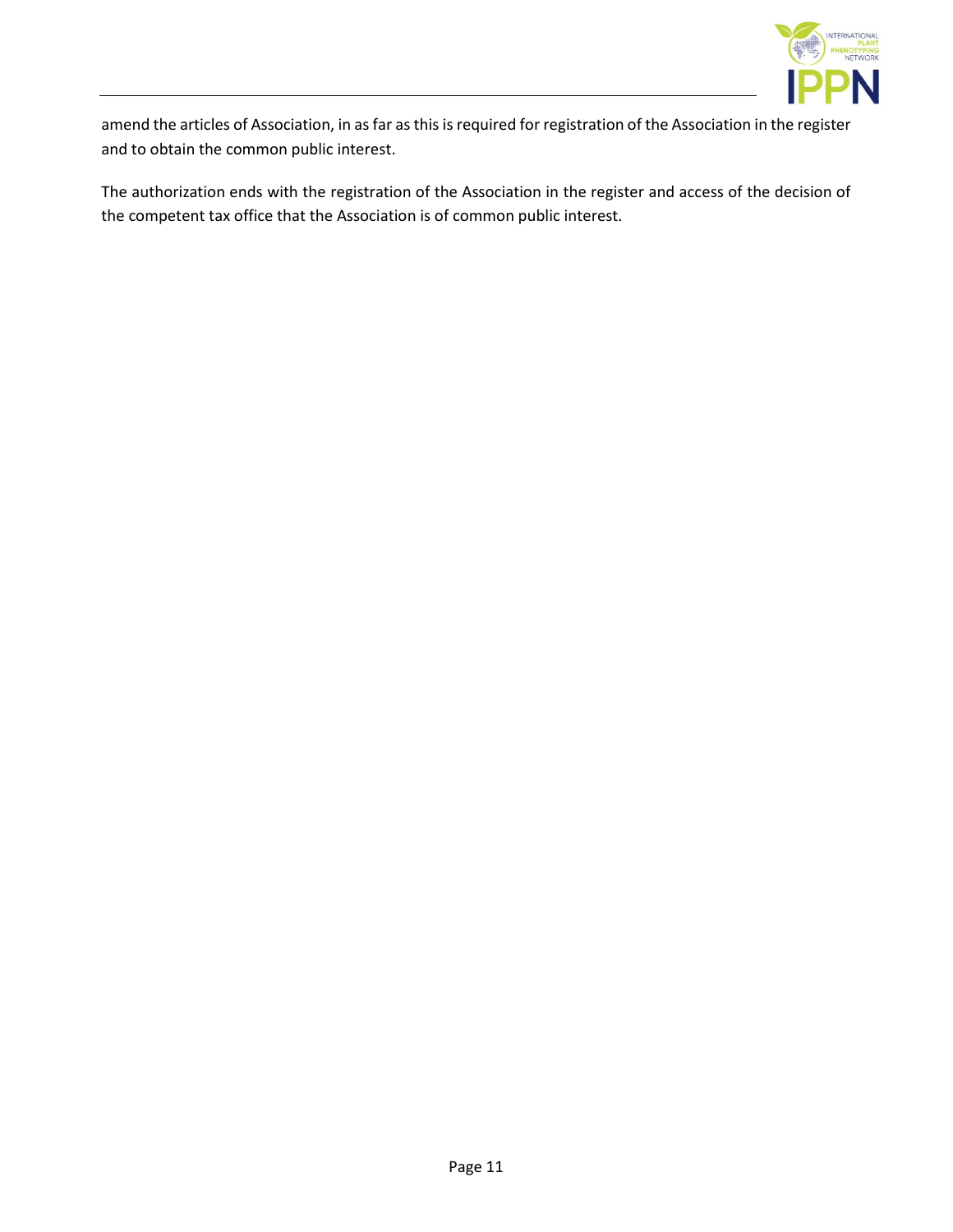amend the articles of Association, in as far as this is required for registration of the Association in the register and to obtain the common public interest.

The authorization ends with the registration of the Association in the register and access of the decision of the competent tax office that the Association is of common public interest.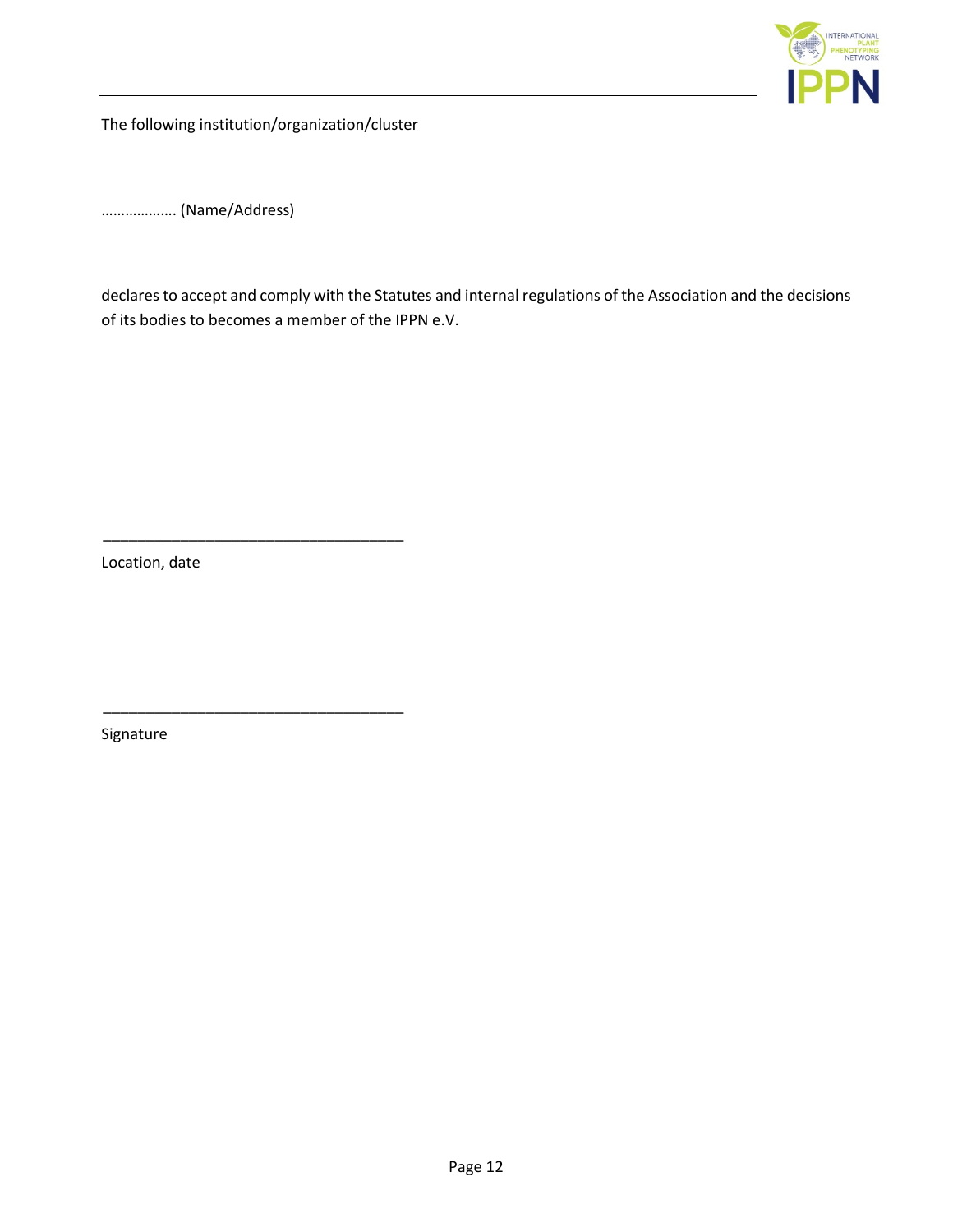The following institution/organization/cluster

………………. (Name/Address)

declares to accept and comply with the Statutes and internal regulations of the Association and the decisions of its bodies to becomes a member of the IPPN e.V.

___________________________________

Location, date

___________________________________

Signature